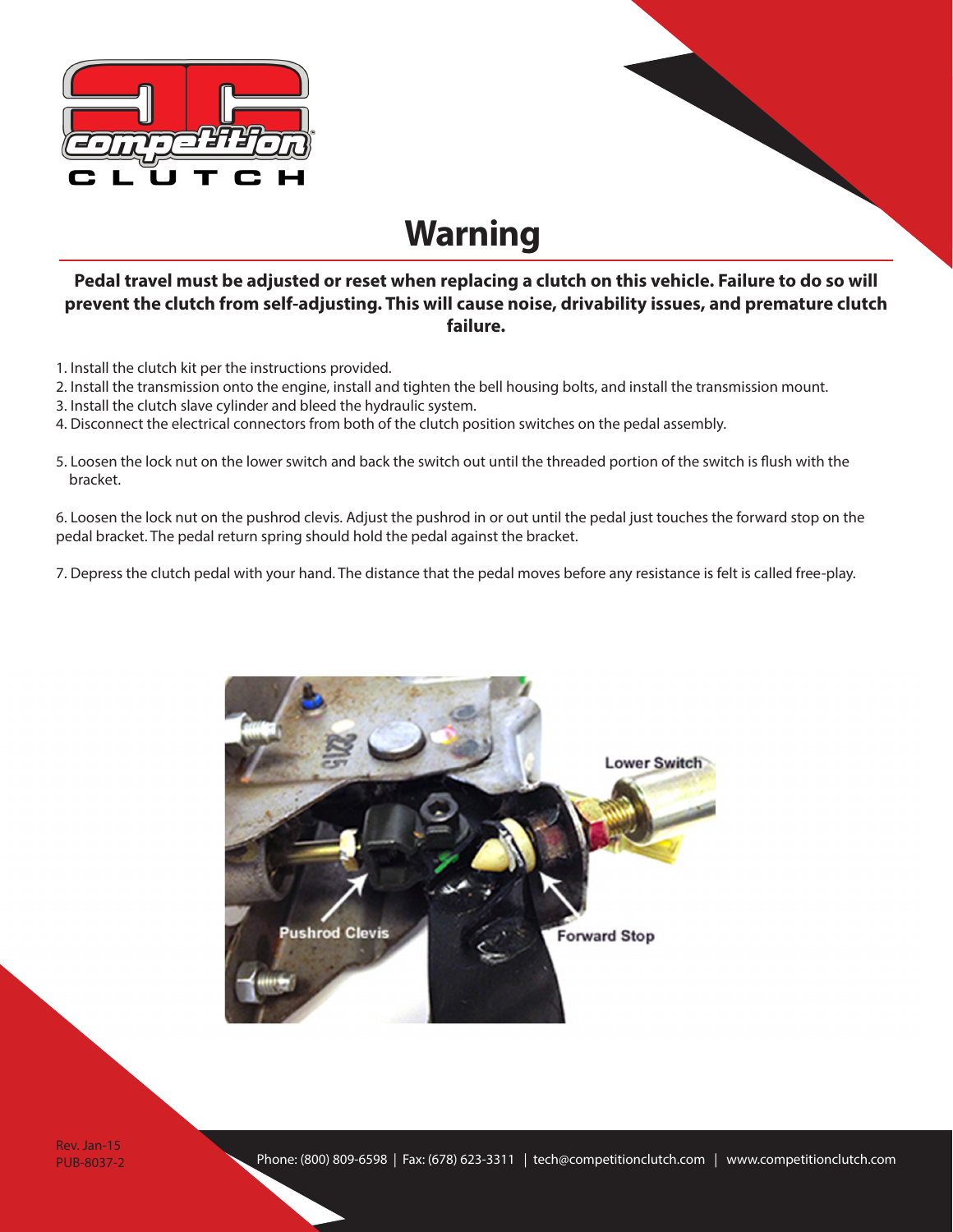# Warning

**Pedal travel must be adjusted or reset when replacing a clutch on this vehicle. Failure to do so will prevent the clutch from self-adjusting. This will cause noise, drivability issues, and premature clutch failure.**

1. Install the clutch kit per the instructions provided.
2. Install the transmission onto the engine, install and tighten the bell housing bolts, and install the transmission mount.
3. Install the clutch slave cylinder and bleed the hydraulic system.
4. Disconnect the electrical connectors from both of the clutch position switches on the pedal assembly.
5. Loosen the lock nut on the lower switch and back the switch out until the threaded portion of the switch is flush with the bracket.
6. Loosen the lock nut on the pushrod clevis. Adjust the pushrod in or out until the pedal just touches the forward stop on the pedal bracket. The pedal return spring should hold the pedal against the bracket.
7. Depress the clutch pedal with your hand. The distance that the pedal moves before any resistance is felt is called free-play.

Rev. Jan-15
PUB-8037-2

Phone: (800) 809-6598 | Fax: (678) 623-3311 | tech@competitionclutch.com | www.competitionclutch.com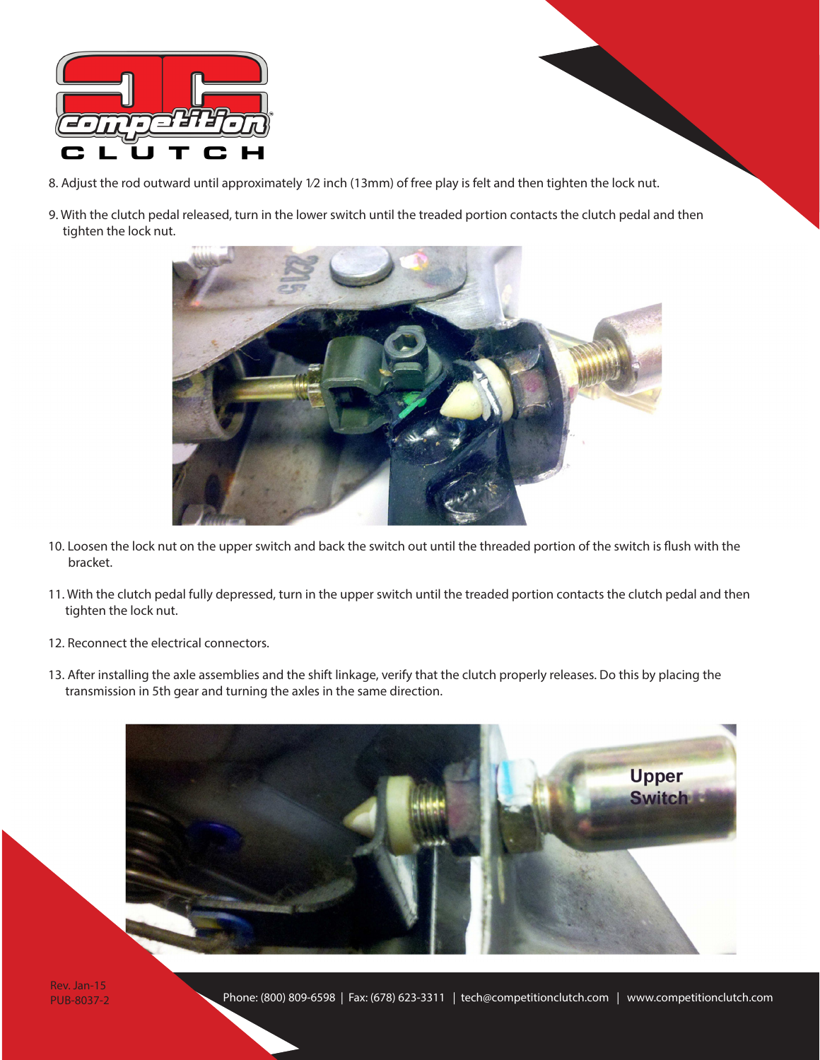8. Adjust the rod outward until approximately 1⁄2 inch (13mm) of free play is felt and then tighten the lock nut.

9. With the clutch pedal released, turn in the lower switch until the treaded portion contacts the clutch pedal and then tighten the lock nut.

10. Loosen the lock nut on the upper switch and back the switch out until the threaded portion of the switch is flush with the bracket.

11. With the clutch pedal fully depressed, turn in the upper switch until the treaded portion contacts the clutch pedal and then tighten the lock nut.

12. Reconnect the electrical connectors.

13. After installing the axle assemblies and the shift linkage, verify that the clutch properly releases. Do this by placing the transmission in 5th gear and turning the axles in the same direction.

Upper Switch

Rev. Jan-15
PUB-8037-2

Phone: (800) 809-6598 | Fax: (678) 623-3311 | tech@competitionclutch.com | www.competitionclutch.com